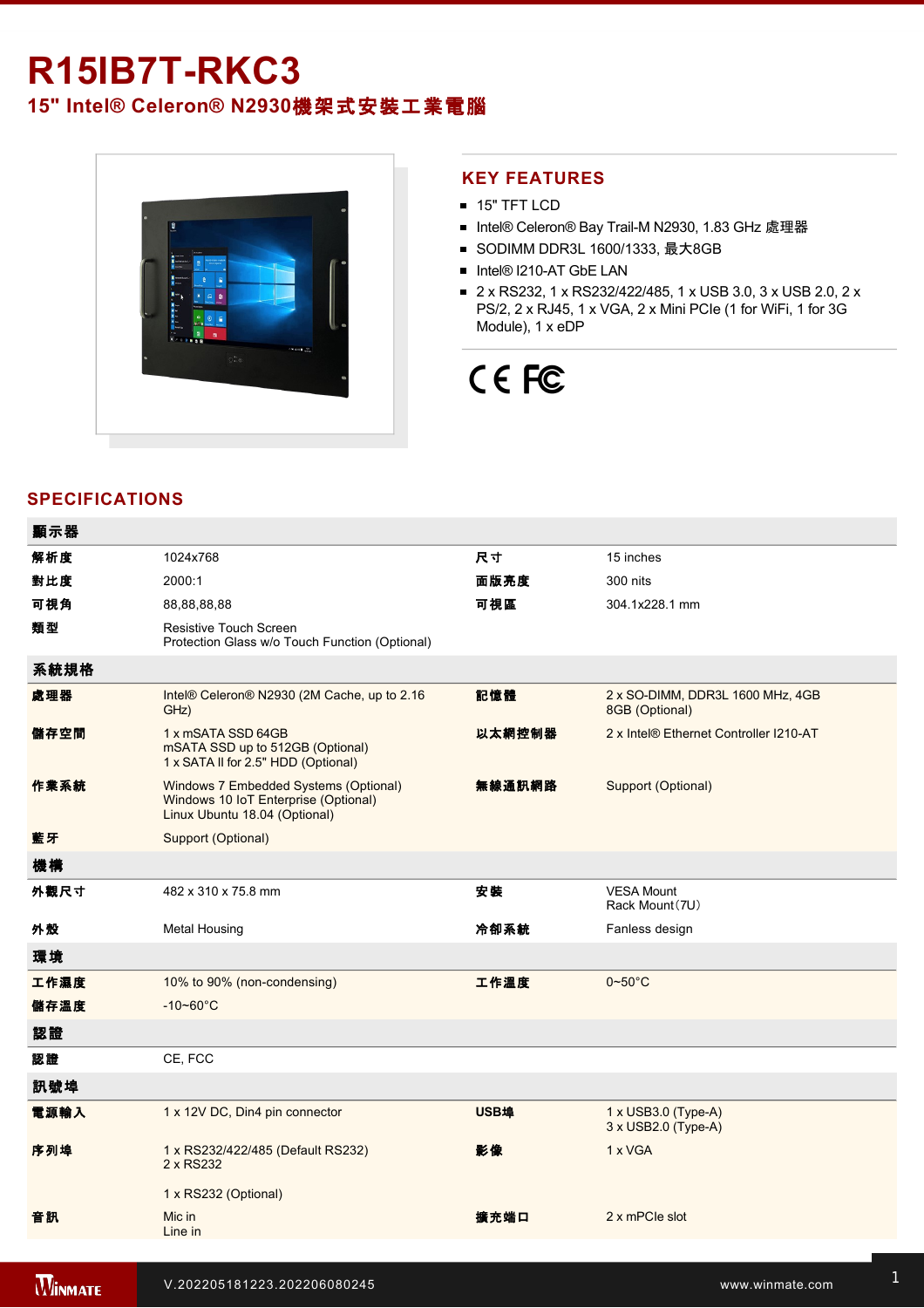# R15IB7T-RKC3

## 15" Intel® Celeron® N2930機架式安裝工業電腦

## KEY FEATURES

- 15" TFT LCD
- Intel® Celeron® Bay Trail-M N2930, 1.83 GHz 處理器
- SODIMM DDR3L 1600/1333, 最大8GB
- Intel® I210-AT GbE LAN
- 2 x RS232, 1 x RS232/422/485, 1 x USB 3.0, 3 x USB 2.0, 2 x PS/2, 2 x RJ45, 1 x VGA, 2 x Mini PCIe (1 for WiFi, 1 for 3G Module), 1 x eDP

CE FC

## SPECIFICATIONS

| 顯示器 | | | |
|---|---|---|---|
| 解析度 | 1024x768 | 尺寸 | 15 inches |
| 對比度 | 2000:1 | 面版亮度 | 300 nits |
| 可視角 | 88,88,88,88 | 可視區 | 304.1x228.1 mm |
| 類型 | Resistive Touch Screen<br>Protection Glass w/o Touch Function (Optional) | | |
| **系統規格** | | | |
| 處理器 | Intel® Celeron® N2930 (2M Cache, up to 2.16 GHz) | 記憶體 | 2 x SO-DIMM, DDR3L 1600 MHz, 4GB<br>8GB (Optional) |
| 儲存空間 | 1 x mSATA SSD 64GB<br>mSATA SSD up to 512GB (Optional)<br>1 x SATA II for 2.5" HDD (Optional) | 以太網控制器 | 2 x Intel® Ethernet Controller I210-AT |
| 作業系統 | Windows 7 Embedded Systems (Optional)<br>Windows 10 IoT Enterprise (Optional)<br>Linux Ubuntu 18.04 (Optional) | 無線通訊網路 | Support (Optional) |
| 藍牙 | Support (Optional) | | |
| **機構** | | | |
| 外觀尺寸 | 482 x 310 x 75.8 mm | 安裝 | VESA Mount<br>Rack Mount（7U） |
| 外殼 | Metal Housing | 冷卻系統 | Fanless design |
| **環境** | | | |
| 工作濕度 | 10% to 90% (non-condensing) | 工作溫度 | 0~50°C |
| 儲存溫度 | -10~60°C | | |
| **認證** | | | |
| 認證 | CE, FCC | | |
| **訊號埠** | | | |
| 電源輸入 | 1 x 12V DC, Din4 pin connector | USB埠 | 1 x USB3.0 (Type-A)<br>3 x USB2.0 (Type-A) |
| 序列埠 | 1 x RS232/422/485 (Default RS232)<br>2 x RS232<br><br>1 x RS232 (Optional) | 影像 | 1 x VGA |
| 音訊 | Mic in<br>Line in | 擴充端口 | 2 x mPCIe slot |

V.202205181223.202206080245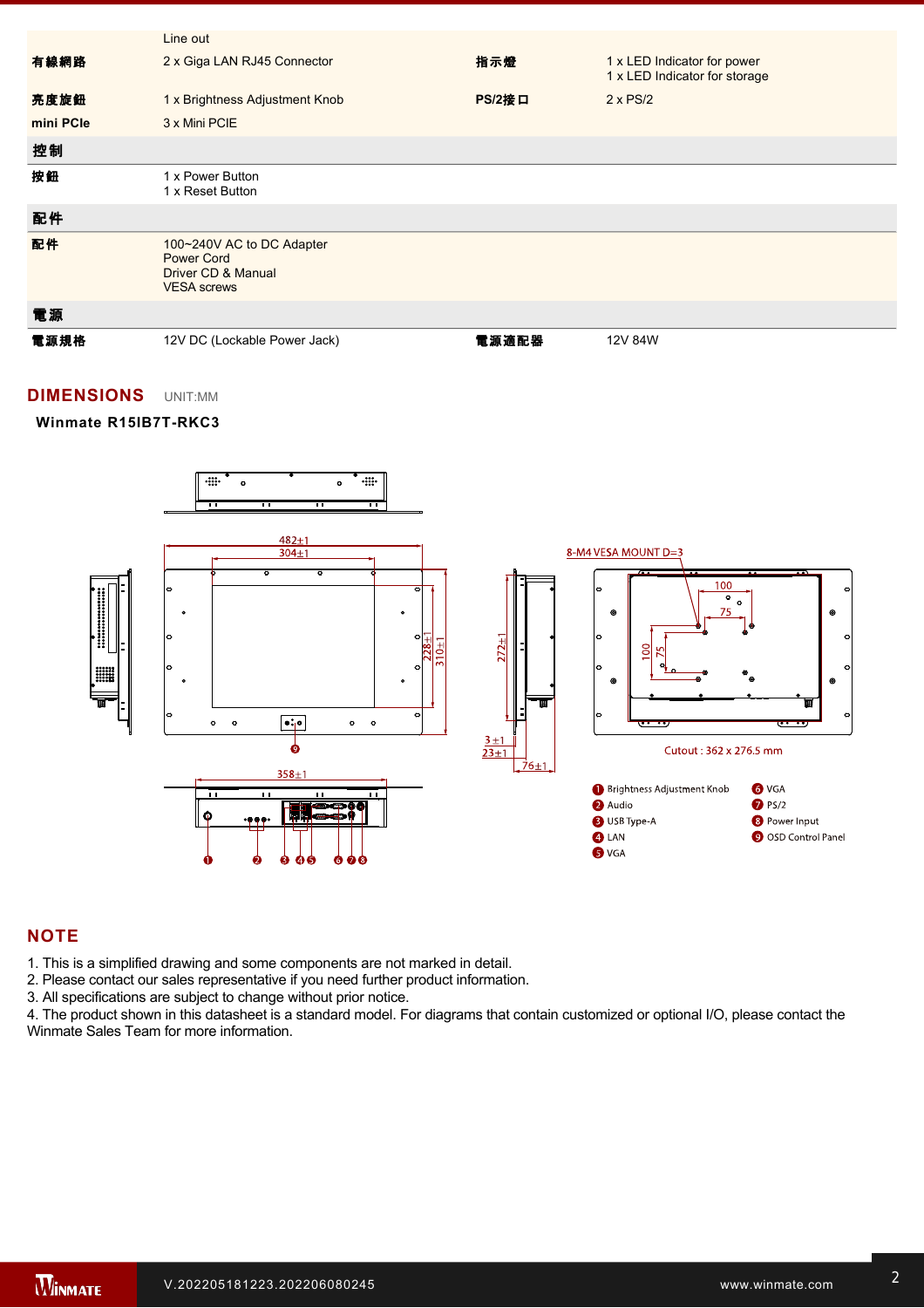| | | | |
|---|---|---|---|
| | Line out | | |
| 有線網路 | 2 x Giga LAN RJ45 Connector | 指示燈 | 1 x LED Indicator for power<br>1 x LED Indicator for storage |
| 亮度旋鈕 | 1 x Brightness Adjustment Knob | PS/2接口 | 2 x PS/2 |
| mini PCIe | 3 x Mini PCIE | | |

### 控制

| | |
|---|---|
| 按鈕 | 1 x Power Button<br>1 x Reset Button |

### 配件

| | |
|---|---|
| 配件 | 100~240V AC to DC Adapter<br>Power Cord<br>Driver CD & Manual<br>VESA screws |

### 電源

| | | | |
|---|---|---|---|
| 電源規格 | 12V DC (Lockable Power Jack) | 電源適配器 | 12V 84W |

## DIMENSIONS UNIT:MM

**Winmate R15IB7T-RKC3**

482±1
304±1
228±1
310±1
272±1
3±1
23±1
76±1
358±1
8-M4 VESA MOUNT D=3
100
75
100
75
Cutout : 362 x 276.5 mm

1 Brightness Adjustment Knob
2 Audio
3 USB Type-A
4 LAN
5 VGA
6 VGA
7 PS/2
8 Power Input
9 OSD Control Panel

## NOTE

1. This is a simplified drawing and some components are not marked in detail.
2. Please contact our sales representative if you need further product information.
3. All specifications are subject to change without prior notice.
4. The product shown in this datasheet is a standard model. For diagrams that contain customized or optional I/O, please contact the Winmate Sales Team for more information.